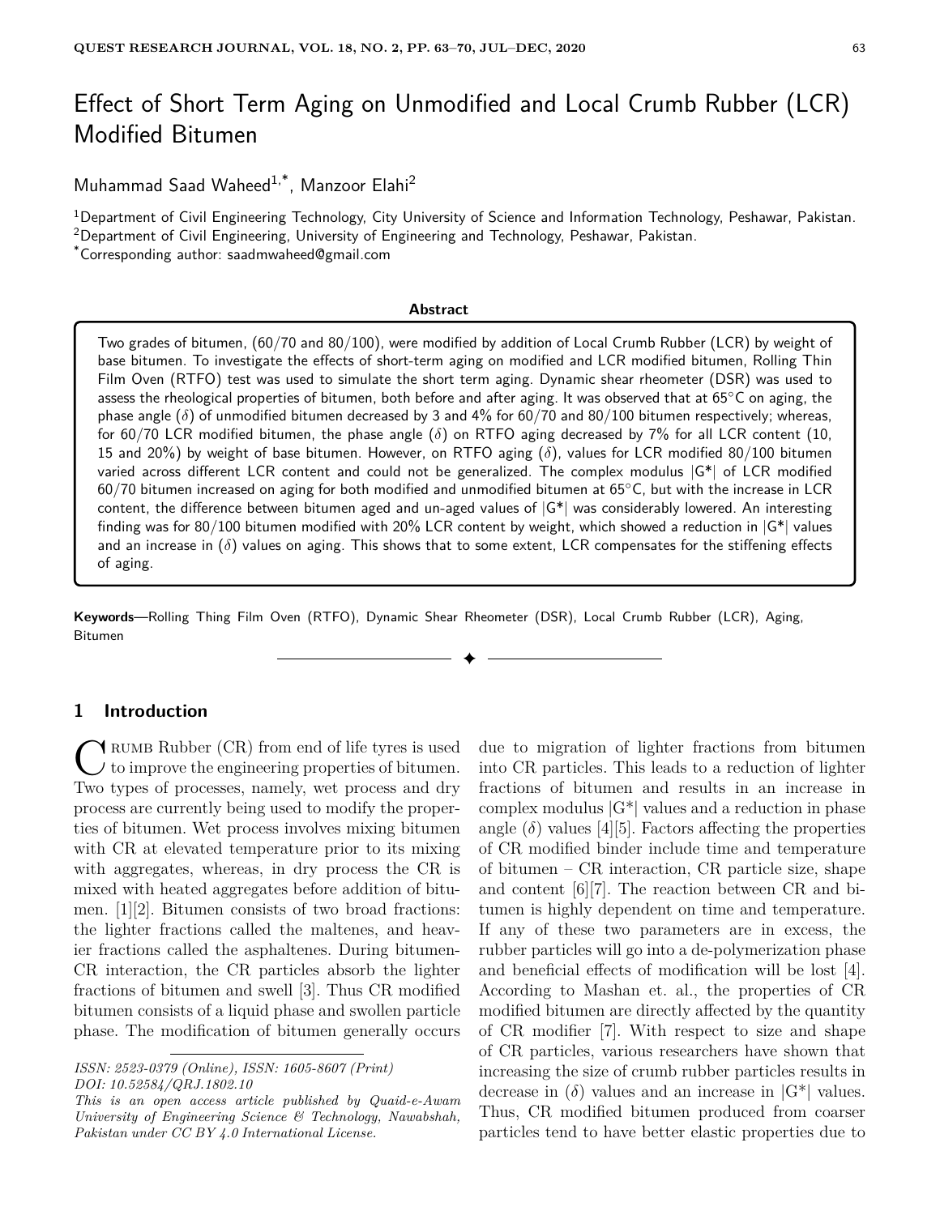# Effect of Short Term Aging on Unmodified and Local Crumb Rubber (LCR) Modified Bitumen

Muhammad Saad Waheed[1,*], Manzoor Elahi[2]

[1]Department of Civil Engineering Technology, City University of Science and Information Technology, Peshawar, Pakistan.
[2]Department of Civil Engineering, University of Engineering and Technology, Peshawar, Pakistan.
[*]Corresponding author: saadmwaheed@gmail.com

**Abstract**

Two grades of bitumen, (60/70 and 80/100), were modified by addition of Local Crumb Rubber (LCR) by weight of base bitumen. To investigate the effects of short-term aging on modified and LCR modified bitumen, Rolling Thin Film Oven (RTFO) test was used to simulate the short term aging. Dynamic shear rheometer (DSR) was used to assess the rheological properties of bitumen, both before and after aging. It was observed that at 65°C on aging, the phase angle ($\delta$) of unmodified bitumen decreased by 3 and 4% for 60/70 and 80/100 bitumen respectively; whereas, for 60/70 LCR modified bitumen, the phase angle ($\delta$) on RTFO aging decreased by 7% for all LCR content (10, 15 and 20%) by weight of base bitumen. However, on RTFO aging ($\delta$), values for LCR modified 80/100 bitumen varied across different LCR content and could not be generalized. The complex modulus |G*| of LCR modified 60/70 bitumen increased on aging for both modified and unmodified bitumen at 65°C, but with the increase in LCR content, the difference between bitumen aged and un-aged values of |G*| was considerably lowered. An interesting finding was for 80/100 bitumen modified with 20% LCR content by weight, which showed a reduction in |G*| values and an increase in ($\delta$) values on aging. This shows that to some extent, LCR compensates for the stiffening effects of aging.

**Keywords**—Rolling Thing Film Oven (RTFO), Dynamic Shear Rheometer (DSR), Local Crumb Rubber (LCR), Aging, Bitumen

## 1 Introduction

Crumb Rubber (CR) from end of life tyres is used to improve the engineering properties of bitumen. Two types of processes, namely, wet process and dry process are currently being used to modify the properties of bitumen. Wet process involves mixing bitumen with CR at elevated temperature prior to its mixing with aggregates, whereas, in dry process the CR is mixed with heated aggregates before addition of bitumen. [1][2]. Bitumen consists of two broad fractions: the lighter fractions called the maltenes, and heavier fractions called the asphaltenes. During bitumen-CR interaction, the CR particles absorb the lighter fractions of bitumen and swell [3]. Thus CR modified bitumen consists of a liquid phase and swollen particle phase. The modification of bitumen generally occurs due to migration of lighter fractions from bitumen into CR particles. This leads to a reduction of lighter fractions of bitumen and results in an increase in complex modulus |G*| values and a reduction in phase angle ($\delta$) values [4][5]. Factors affecting the properties of CR modified binder include time and temperature of bitumen – CR interaction, CR particle size, shape and content [6][7]. The reaction between CR and bitumen is highly dependent on time and temperature. If any of these two parameters are in excess, the rubber particles will go into a de-polymerization phase and beneficial effects of modification will be lost [4]. According to Mashan et. al., the properties of CR modified bitumen are directly affected by the quantity of CR modifier [7]. With respect to size and shape of CR particles, various researchers have shown that increasing the size of crumb rubber particles results in decrease in ($\delta$) values and an increase in |G*| values. Thus, CR modified bitumen produced from coarser particles tend to have better elastic properties due to

*ISSN: 2523-0379 (Online), ISSN: 1605-8607 (Print)*
*DOI: 10.52584/QRJ.1802.10*
*This is an open access article published by Quaid-e-Awam University of Engineering Science & Technology, Nawabshah, Pakistan under CC BY 4.0 International License.*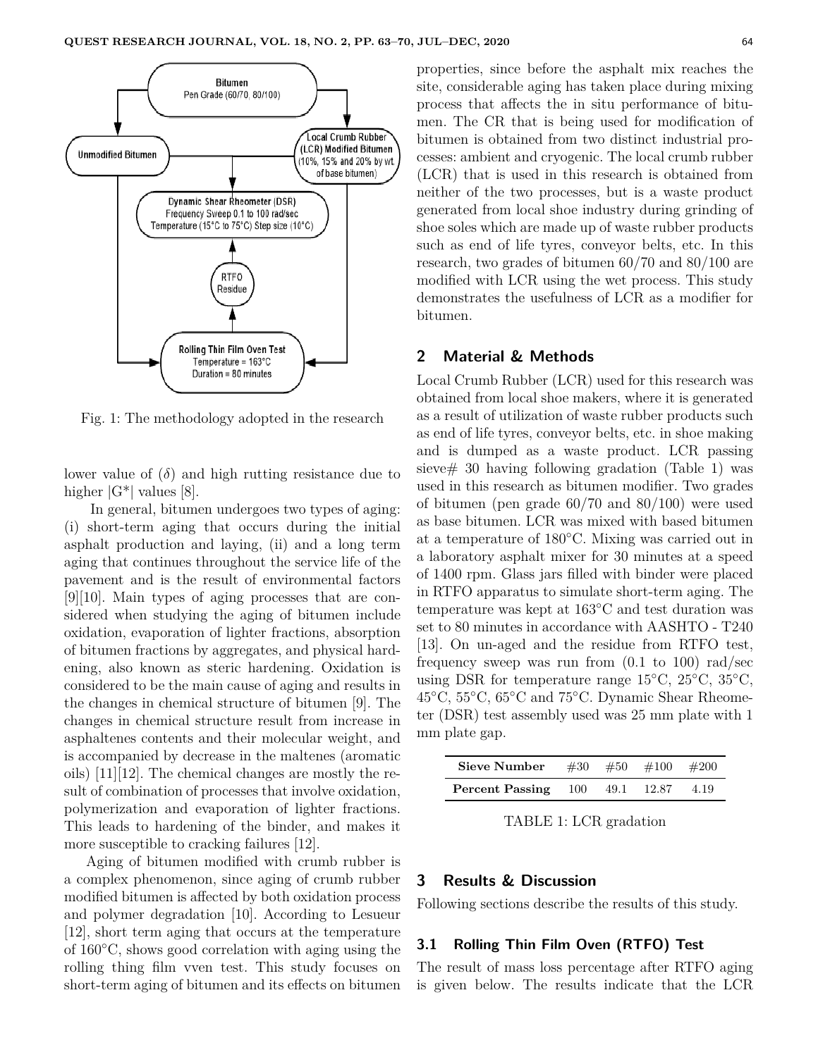Fig. 1: The methodology adopted in the research

lower value of ($\delta$) and high rutting resistance due to higher $|G^*|$ values [8].

In general, bitumen undergoes two types of aging: (i) short-term aging that occurs during the initial asphalt production and laying, (ii) and a long term aging that continues throughout the service life of the pavement and is the result of environmental factors [9][10]. Main types of aging processes that are considered when studying the aging of bitumen include oxidation, evaporation of lighter fractions, absorption of bitumen fractions by aggregates, and physical hardening, also known as steric hardening. Oxidation is considered to be the main cause of aging and results in the changes in chemical structure of bitumen [9]. The changes in chemical structure result from increase in asphaltenes contents and their molecular weight, and is accompanied by decrease in the maltenes (aromatic oils) [11][12]. The chemical changes are mostly the result of combination of processes that involve oxidation, polymerization and evaporation of lighter fractions. This leads to hardening of the binder, and makes it more susceptible to cracking failures [12].

Aging of bitumen modified with crumb rubber is a complex phenomenon, since aging of crumb rubber modified bitumen is affected by both oxidation process and polymer degradation [10]. According to Lesueur [12], short term aging that occurs at the temperature of 160°C, shows good correlation with aging using the rolling thing film vven test. This study focuses on short-term aging of bitumen and its effects on bitumen properties, since before the asphalt mix reaches the site, considerable aging has taken place during mixing process that affects the in situ performance of bitumen. The CR that is being used for modification of bitumen is obtained from two distinct industrial processes: ambient and cryogenic. The local crumb rubber (LCR) that is used in this research is obtained from neither of the two processes, but is a waste product generated from local shoe industry during grinding of shoe soles which are made up of waste rubber products such as end of life tyres, conveyor belts, etc. In this research, two grades of bitumen 60/70 and 80/100 are modified with LCR using the wet process. This study demonstrates the usefulness of LCR as a modifier for bitumen.

## 2 Material & Methods

Local Crumb Rubber (LCR) used for this research was obtained from local shoe makers, where it is generated as a result of utilization of waste rubber products such as end of life tyres, conveyor belts, etc. in shoe making and is dumped as a waste product. LCR passing sieve# 30 having following gradation (Table 1) was used in this research as bitumen modifier. Two grades of bitumen (pen grade 60/70 and 80/100) were used as base bitumen. LCR was mixed with based bitumen at a temperature of 180°C. Mixing was carried out in a laboratory asphalt mixer for 30 minutes at a speed of 1400 rpm. Glass jars filled with binder were placed in RTFO apparatus to simulate short-term aging. The temperature was kept at 163°C and test duration was set to 80 minutes in accordance with AASHTO - T240 [13]. On un-aged and the residue from RTFO test, frequency sweep was run from (0.1 to 100) rad/sec using DSR for temperature range 15°C, 25°C, 35°C, 45°C, 55°C, 65°C and 75°C. Dynamic Shear Rheometer (DSR) test assembly used was 25 mm plate with 1 mm plate gap.

| **Sieve Number** | #30 | #50 | #100 | #200 |
|---|---|---|---|---|
| **Percent Passing** | 100 | 49.1 | 12.87 | 4.19 |

TABLE 1: LCR gradation

## 3 Results & Discussion

Following sections describe the results of this study.

### 3.1 Rolling Thin Film Oven (RTFO) Test

The result of mass loss percentage after RTFO aging is given below. The results indicate that the LCR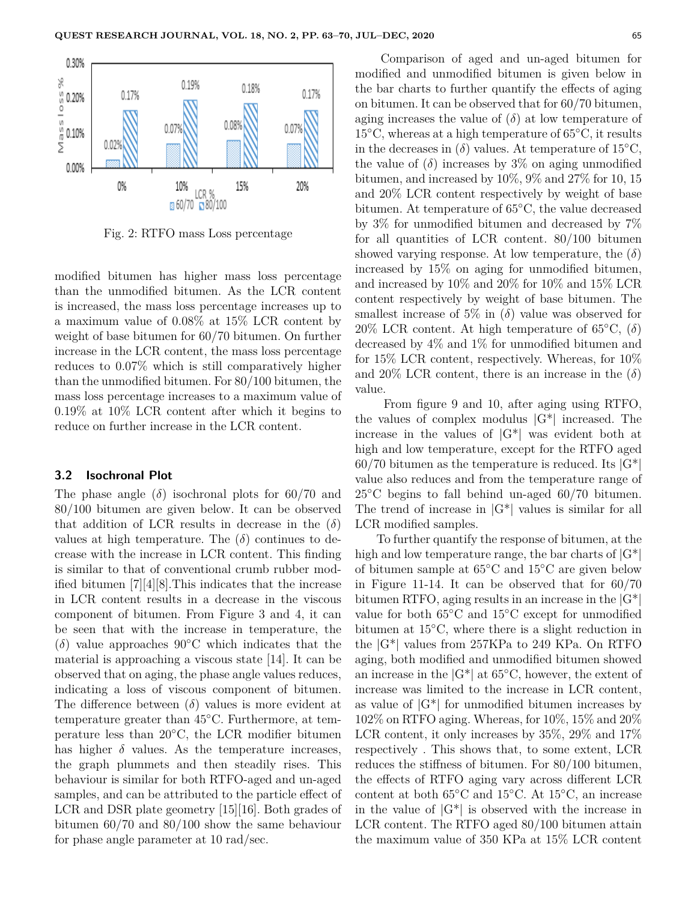Fig. 2: RTFO mass Loss percentage

modified bitumen has higher mass loss percentage than the unmodified bitumen. As the LCR content is increased, the mass loss percentage increases up to a maximum value of 0.08% at 15% LCR content by weight of base bitumen for 60/70 bitumen. On further increase in the LCR content, the mass loss percentage reduces to 0.07% which is still comparatively higher than the unmodified bitumen. For 80/100 bitumen, the mass loss percentage increases to a maximum value of 0.19% at 10% LCR content after which it begins to reduce on further increase in the LCR content.

### 3.2 Isochronal Plot

The phase angle ($\delta$) isochronal plots for 60/70 and 80/100 bitumen are given below. It can be observed that addition of LCR results in decrease in the ($\delta$) values at high temperature. The ($\delta$) continues to decrease with the increase in LCR content. This finding is similar to that of conventional crumb rubber modified bitumen [7][4][8].This indicates that the increase in LCR content results in a decrease in the viscous component of bitumen. From Figure 3 and 4, it can be seen that with the increase in temperature, the ($\delta$) value approaches 90°C which indicates that the material is approaching a viscous state [14]. It can be observed that on aging, the phase angle values reduces, indicating a loss of viscous component of bitumen. The difference between ($\delta$) values is more evident at temperature greater than 45°C. Furthermore, at temperature less than 20°C, the LCR modifier bitumen has higher $\delta$ values. As the temperature increases, the graph plummets and then steadily rises. This behaviour is similar for both RTFO-aged and un-aged samples, and can be attributed to the particle effect of LCR and DSR plate geometry [15][16]. Both grades of bitumen 60/70 and 80/100 show the same behaviour for phase angle parameter at 10 rad/sec.

Comparison of aged and un-aged bitumen for modified and unmodified bitumen is given below in the bar charts to further quantify the effects of aging on bitumen. It can be observed that for 60/70 bitumen, aging increases the value of ($\delta$) at low temperature of 15°C, whereas at a high temperature of 65°C, it results in the decreases in ($\delta$) values. At temperature of 15°C, the value of ($\delta$) increases by 3% on aging unmodified bitumen, and increased by 10%, 9% and 27% for 10, 15 and 20% LCR content respectively by weight of base bitumen. At temperature of 65°C, the value decreased by 3% for unmodified bitumen and decreased by 7% for all quantities of LCR content. 80/100 bitumen showed varying response. At low temperature, the ($\delta$) increased by 15% on aging for unmodified bitumen, and increased by 10% and 20% for 10% and 15% LCR content respectively by weight of base bitumen. The smallest increase of 5% in ($\delta$) value was observed for 20% LCR content. At high temperature of 65°C, ($\delta$) decreased by 4% and 1% for unmodified bitumen and for 15% LCR content, respectively. Whereas, for 10% and 20% LCR content, there is an increase in the ($\delta$) value.

From figure 9 and 10, after aging using RTFO, the values of complex modulus |G*| increased. The increase in the values of |G*| was evident both at high and low temperature, except for the RTFO aged 60/70 bitumen as the temperature is reduced. Its |G*| value also reduces and from the temperature range of 25°C begins to fall behind un-aged 60/70 bitumen. The trend of increase in |G*| values is similar for all LCR modified samples.

To further quantify the response of bitumen, at the high and low temperature range, the bar charts of |G*| of bitumen sample at 65°C and 15°C are given below in Figure 11-14. It can be observed that for 60/70 bitumen RTFO, aging results in an increase in the |G*| value for both 65°C and 15°C except for unmodified bitumen at 15°C, where there is a slight reduction in the |G*| values from 257KPa to 249 KPa. On RTFO aging, both modified and unmodified bitumen showed an increase in the |G*| at 65°C, however, the extent of increase was limited to the increase in LCR content, as value of |G*| for unmodified bitumen increases by 102% on RTFO aging. Whereas, for 10%, 15% and 20% LCR content, it only increases by 35%, 29% and 17% respectively . This shows that, to some extent, LCR reduces the stiffness of bitumen. For 80/100 bitumen, the effects of RTFO aging vary across different LCR content at both 65°C and 15°C. At 15°C, an increase in the value of |G*| is observed with the increase in LCR content. The RTFO aged 80/100 bitumen attain the maximum value of 350 KPa at 15% LCR content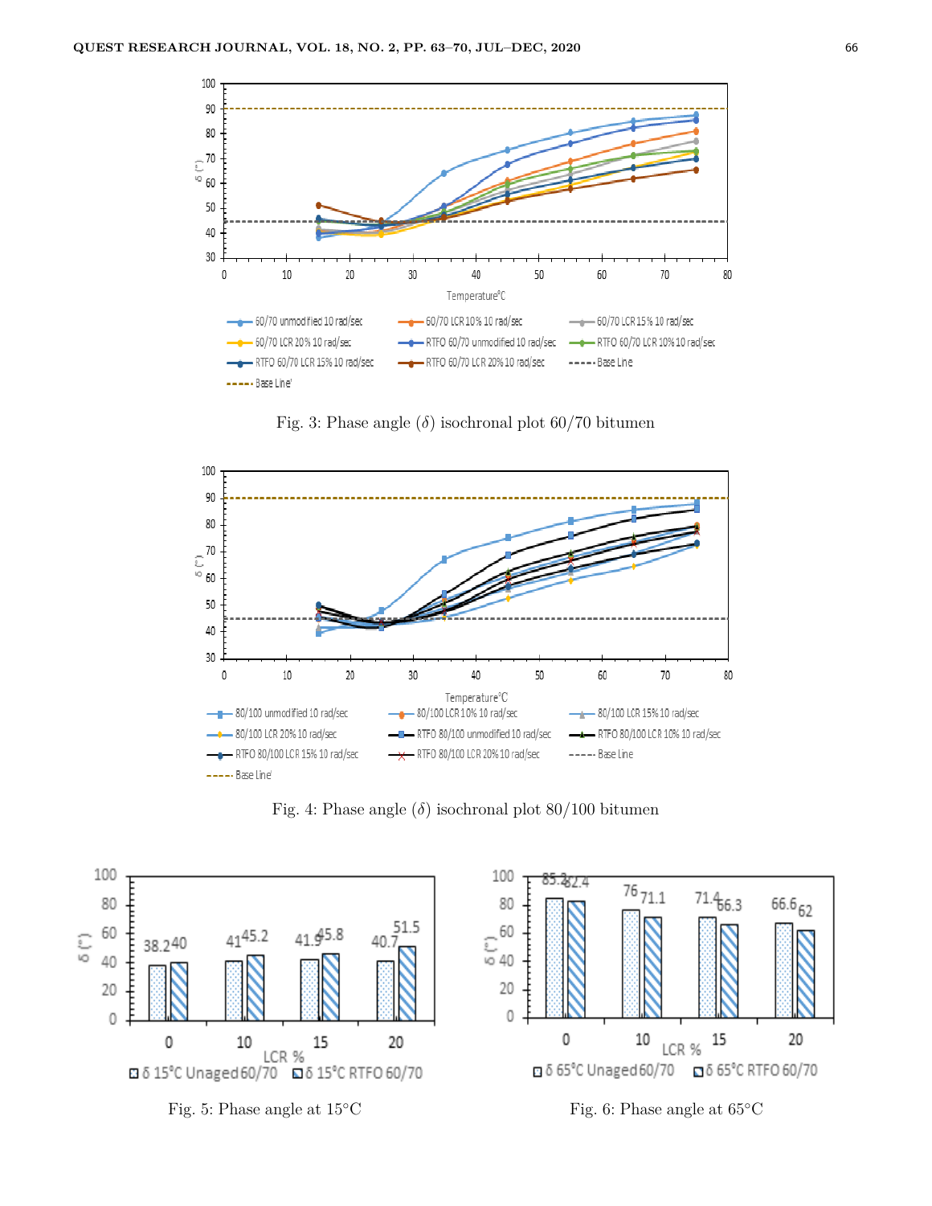Fig. 3: Phase angle (δ) isochronal plot 60/70 bitumen

Fig. 4: Phase angle (δ) isochronal plot 80/100 bitumen

Fig. 5: Phase angle at 15°C

Fig. 6: Phase angle at 65°C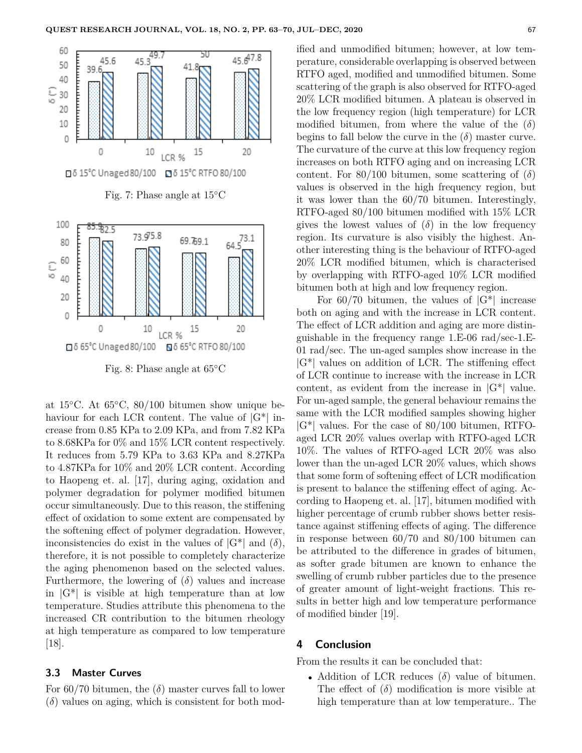Fig. 7: Phase angle at 15°C

Fig. 8: Phase angle at 65°C

at 15°C. At 65°C, 80/100 bitumen show unique behaviour for each LCR content. The value of |G*| increase from 0.85 KPa to 2.09 KPa, and from 7.82 KPa to 8.68KPa for 0% and 15% LCR content respectively. It reduces from 5.79 KPa to 3.63 KPa and 8.27KPa to 4.87KPa for 10% and 20% LCR content. According to Haopeng et. al. [17], during aging, oxidation and polymer degradation for polymer modified bitumen occur simultaneously. Due to this reason, the stiffening effect of oxidation to some extent are compensated by the softening effect of polymer degradation. However, inconsistencies do exist in the values of |G*| and ($\delta$), therefore, it is not possible to completely characterize the aging phenomenon based on the selected values. Furthermore, the lowering of ($\delta$) values and increase in |G*| is visible at high temperature than at low temperature. Studies attribute this phenomena to the increased CR contribution to the bitumen rheology at high temperature as compared to low temperature [18].

### 3.3 Master Curves

For 60/70 bitumen, the ($\delta$) master curves fall to lower ($\delta$) values on aging, which is consistent for both modified and unmodified bitumen; however, at low temperature, considerable overlapping is observed between RTFO aged, modified and unmodified bitumen. Some scattering of the graph is also observed for RTFO-aged 20% LCR modified bitumen. A plateau is observed in the low frequency region (high temperature) for LCR modified bitumen, from where the value of the ($\delta$) begins to fall below the curve in the ($\delta$) master curve. The curvature of the curve at this low frequency region increases on both RTFO aging and on increasing LCR content. For 80/100 bitumen, some scattering of ($\delta$) values is observed in the high frequency region, but it was lower than the 60/70 bitumen. Interestingly, RTFO-aged 80/100 bitumen modified with 15% LCR gives the lowest values of ($\delta$) in the low frequency region. Its curvature is also visibly the highest. Another interesting thing is the behaviour of RTFO-aged 20% LCR modified bitumen, which is characterised by overlapping with RTFO-aged 10% LCR modified bitumen both at high and low frequency region.

For 60/70 bitumen, the values of |G*| increase both on aging and with the increase in LCR content. The effect of LCR addition and aging are more distinguishable in the frequency range 1.E-06 rad/sec-1.E-01 rad/sec. The un-aged samples show increase in the |G*| values on addition of LCR. The stiffening effect of LCR continue to increase with the increase in LCR content, as evident from the increase in |G*| value. For un-aged sample, the general behaviour remains the same with the LCR modified samples showing higher |G*| values. For the case of 80/100 bitumen, RTFO-aged LCR 20% values overlap with RTFO-aged LCR 10%. The values of RTFO-aged LCR 20% was also lower than the un-aged LCR 20% values, which shows that some form of softening effect of LCR modification is present to balance the stiffening effect of aging. According to Haopeng et. al. [17], bitumen modified with higher percentage of crumb rubber shows better resistance against stiffening effects of aging. The difference in response between 60/70 and 80/100 bitumen can be attributed to the difference in grades of bitumen, as softer grade bitumen are known to enhance the swelling of crumb rubber particles due to the presence of greater amount of light-weight fractions. This results in better high and low temperature performance of modified binder [19].

## 4 Conclusion

From the results it can be concluded that:

- Addition of LCR reduces ($\delta$) value of bitumen. The effect of ($\delta$) modification is more visible at high temperature than at low temperature.. The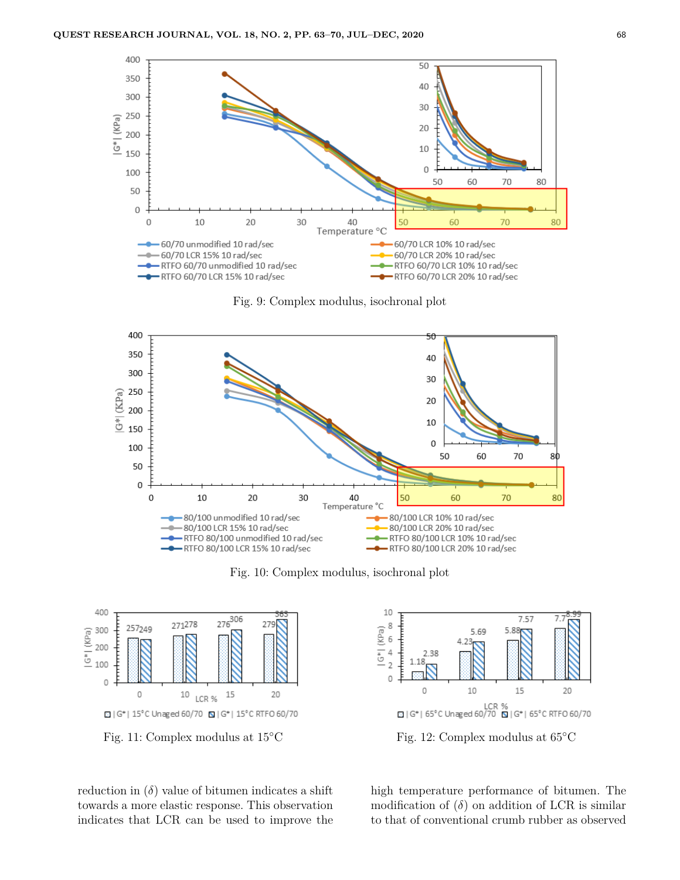Fig. 9: Complex modulus, isochronal plot

Fig. 10: Complex modulus, isochronal plot

Fig. 11: Complex modulus at 15°C

Fig. 12: Complex modulus at 65°C

reduction in ($\delta$) value of bitumen indicates a shift towards a more elastic response. This observation indicates that LCR can be used to improve the high temperature performance of bitumen. The modification of ($\delta$) on addition of LCR is similar to that of conventional crumb rubber as observed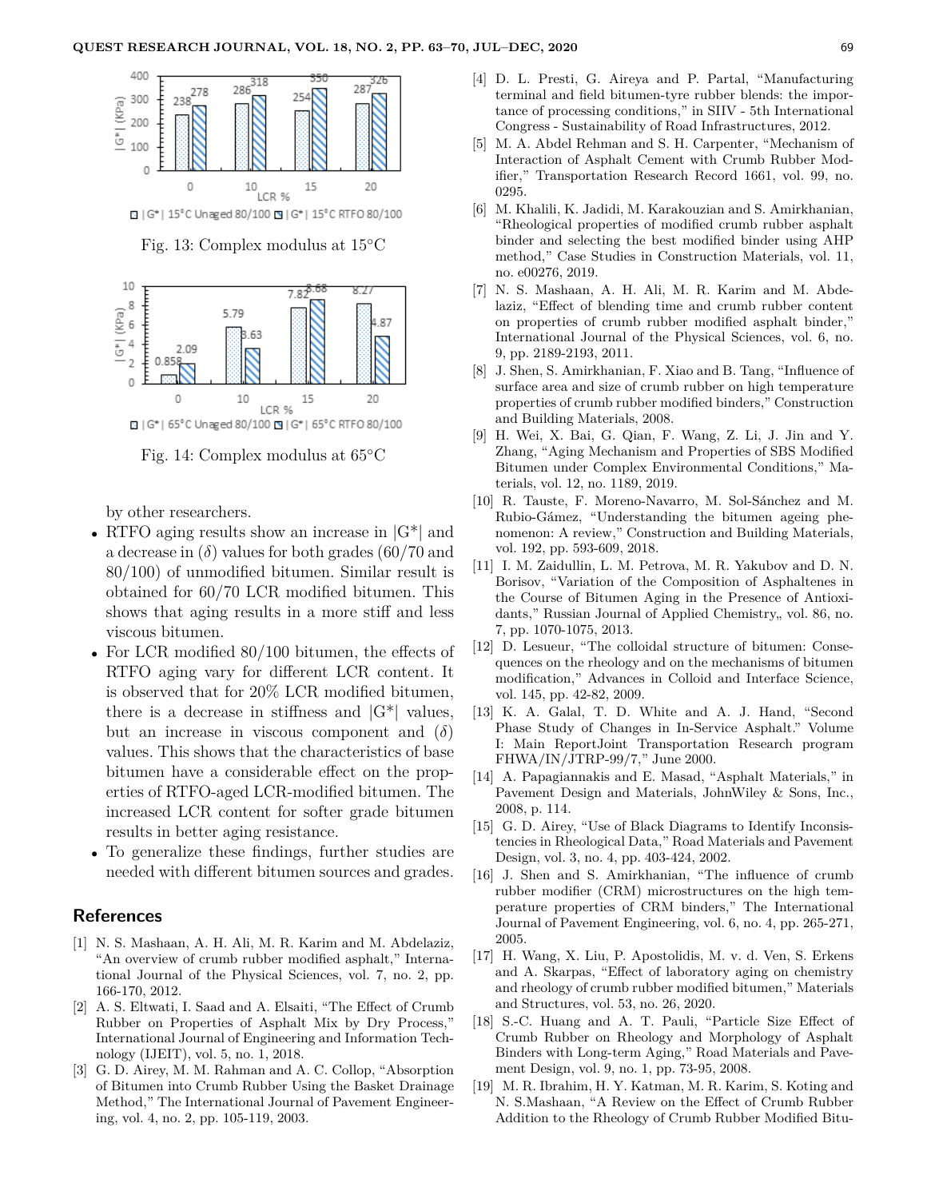Fig. 13: Complex modulus at 15°C

Fig. 14: Complex modulus at 65°C

by other researchers.

- RTFO aging results show an increase in |G*| and a decrease in ($\delta$) values for both grades (60/70 and 80/100) of unmodified bitumen. Similar result is obtained for 60/70 LCR modified bitumen. This shows that aging results in a more stiff and less viscous bitumen.
- For LCR modified 80/100 bitumen, the effects of RTFO aging vary for different LCR content. It is observed that for 20% LCR modified bitumen, there is a decrease in stiffness and |G*| values, but an increase in viscous component and ($\delta$) values. This shows that the characteristics of base bitumen have a considerable effect on the properties of RTFO-aged LCR-modified bitumen. The increased LCR content for softer grade bitumen results in better aging resistance.
- To generalize these findings, further studies are needed with different bitumen sources and grades.

## References

[1] N. S. Mashaan, A. H. Ali, M. R. Karim and M. Abdelaziz, "An overview of crumb rubber modified asphalt," International Journal of the Physical Sciences, vol. 7, no. 2, pp. 166-170, 2012.

[2] A. S. Eltwati, I. Saad and A. Elsaiti, "The Effect of Crumb Rubber on Properties of Asphalt Mix by Dry Process," International Journal of Engineering and Information Technology (IJEIT), vol. 5, no. 1, 2018.

[3] G. D. Airey, M. M. Rahman and A. C. Collop, "Absorption of Bitumen into Crumb Rubber Using the Basket Drainage Method," The International Journal of Pavement Engineeering, vol. 4, no. 2, pp. 105-119, 2003.

[4] D. L. Presti, G. Aireya and P. Partal, "Manufacturing terminal and field bitumen-tyre rubber blends: the importance of processing conditions," in SIIV - 5th International Congress - Sustainability of Road Infrastructures, 2012.

[5] M. A. Abdel Rehman and S. H. Carpenter, "Mechanism of Interaction of Asphalt Cement with Crumb Rubber Modifier," Transportation Research Record 1661, vol. 99, no. 0295.

[6] M. Khalili, K. Jadidi, M. Karakouzian and S. Amirkhanian, "Rheological properties of modified crumb rubber asphalt binder and selecting the best modified binder using AHP method," Case Studies in Construction Materials, vol. 11, no. e00276, 2019.

[7] N. S. Mashaan, A. H. Ali, M. R. Karim and M. Abdelaziz, "Effect of blending time and crumb rubber content on properties of crumb rubber modified asphalt binder," International Journal of the Physical Sciences, vol. 6, no. 9, pp. 2189-2193, 2011.

[8] J. Shen, S. Amirkhanian, F. Xiao and B. Tang, "Influence of surface area and size of crumb rubber on high temperature properties of crumb rubber modified binders," Construction and Building Materials, 2008.

[9] H. Wei, X. Bai, G. Qian, F. Wang, Z. Li, J. Jin and Y. Zhang, "Aging Mechanism and Properties of SBS Modified Bitumen under Complex Environmental Conditions," Materials, vol. 12, no. 1189, 2019.

[10] R. Tauste, F. Moreno-Navarro, M. Sol-Sánchez and M. Rubio-Gámez, "Understanding the bitumen ageing phenomenon: A review," Construction and Building Materials, vol. 192, pp. 593-609, 2018.

[11] I. M. Zaidullin, L. M. Petrova, M. R. Yakubov and D. N. Borisov, "Variation of the Composition of Asphaltenes in the Course of Bitumen Aging in the Presence of Antioxidants," Russian Journal of Applied Chemistry,, vol. 86, no. 7, pp. 1070-1075, 2013.

[12] D. Lesueur, "The colloidal structure of bitumen: Consequences on the rheology and on the mechanisms of bitumen modification," Advances in Colloid and Interface Science, vol. 145, pp. 42-82, 2009.

[13] K. A. Galal, T. D. White and A. J. Hand, "Second Phase Study of Changes in In-Service Asphalt." Volume I: Main ReportJoint Transportation Research program FHWA/IN/JTRP-99/7," June 2000.

[14] A. Papagiannakis and E. Masad, "Asphalt Materials," in Pavement Design and Materials, JohnWiley & Sons, Inc., 2008, p. 114.

[15] G. D. Airey, "Use of Black Diagrams to Identify Inconsistencies in Rheological Data," Road Materials and Pavement Design, vol. 3, no. 4, pp. 403-424, 2002.

[16] J. Shen and S. Amirkhanian, "The influence of crumb rubber modifier (CRM) microstructures on the high temperature properties of CRM binders," The International Journal of Pavement Engineering, vol. 6, no. 4, pp. 265-271, 2005.

[17] H. Wang, X. Liu, P. Apostolidis, M. v. d. Ven, S. Erkens and A. Skarpas, "Effect of laboratory aging on chemistry and rheology of crumb rubber modified bitumen," Materials and Structures, vol. 53, no. 26, 2020.

[18] S.-C. Huang and A. T. Pauli, "Particle Size Effect of Crumb Rubber on Rheology and Morphology of Asphalt Binders with Long-term Aging," Road Materials and Pavement Design, vol. 9, no. 1, pp. 73-95, 2008.

[19] M. R. Ibrahim, H. Y. Katman, M. R. Karim, S. Koting and N. S.Mashaan, "A Review on the Effect of Crumb Rubber Addition to the Rheology of Crumb Rubber Modified Bitu-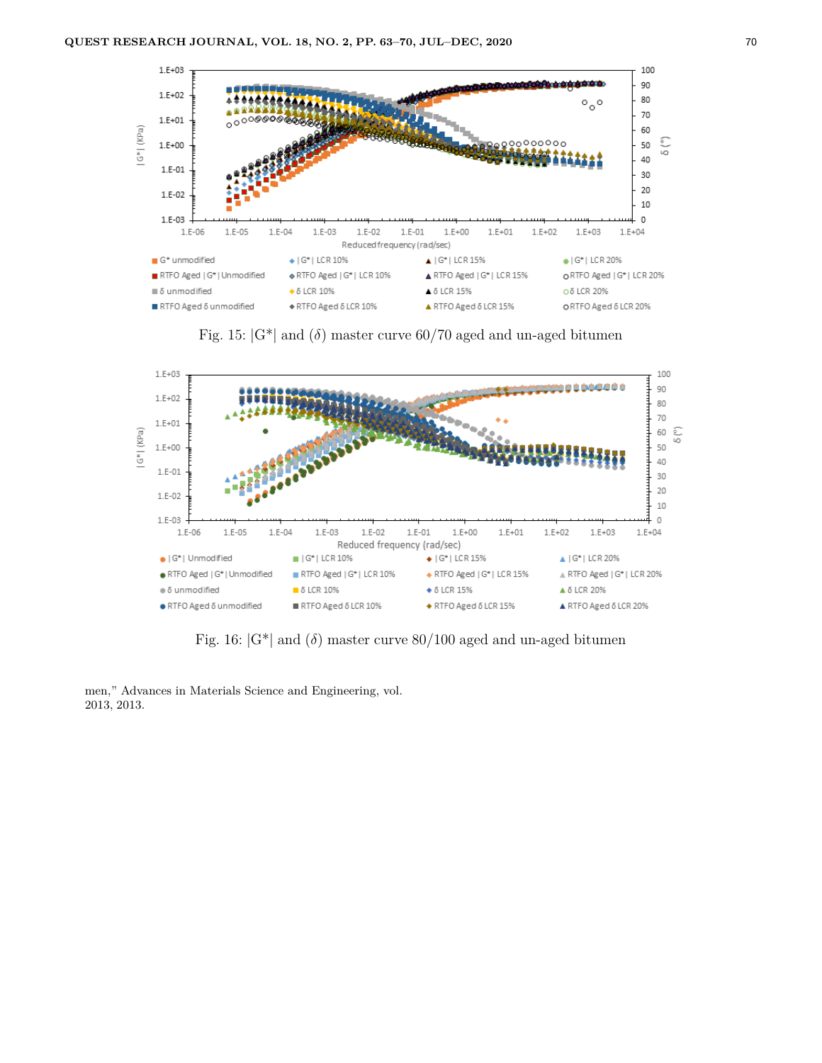1.E+03
1.E+02
1.E+01
1.E+00
1.E-01
1.E-02
1.E-03

|G*| (KPa)

100
90
80
70
60
50
40
30
20
10
0

δ (°)

1.E-06 1.E-05 1.E-04 1.E-03 1.E-02 1.E-01 1.E+00 1.E+01 1.E+02 1.E+03 1.E+04

Reduced frequency (rad/sec)

G* unmodified | |G*| LCR 10% | |G*| LCR 15% | |G*| LCR 20%
RTFO Aged |G*| Unmodified | RTFO Aged |G*| LCR 10% | RTFO Aged |G*| LCR 15% | RTFO Aged |G*| LCR 20%
δ unmodified | δ LCR 10% | δ LCR 15% | δ LCR 20%
RTFO Aged δ unmodified | RTFO Aged δ LCR 10% | RTFO Aged δ LCR 15% | RTFO Aged δ LCR 20%

Fig. 15: |G*| and ($\delta$) master curve 60/70 aged and un-aged bitumen

1.E+03
1.E+02
1.E+01
1.E+00
1.E-01
1.E-02
1.E-03

|G*| (KPa)

100
90
80
70
60
50
40
30
20
10
0

δ (°)

1.E-06 1.E-05 1.E-04 1.E-03 1.E-02 1.E-01 1.E+00 1.E+01 1.E+02 1.E+03 1.E+04

Reduced frequency (rad/sec)

|G*| Unmodified | |G*| LCR 10% | |G*| LCR 15% | |G*| LCR 20%
RTFO Aged |G*| Unmodified | RTFO Aged |G*| LCR 10% | RTFO Aged |G*| LCR 15% | RTFO Aged |G*| LCR 20%
δ unmodified | δ LCR 10% | δ LCR 15% | δ LCR 20%
RTFO Aged δ unmodified | RTFO Aged δ LCR 10% | RTFO Aged δ LCR 15% | RTFO Aged δ LCR 20%

Fig. 16: |G*| and ($\delta$) master curve 80/100 aged and un-aged bitumen

men," Advances in Materials Science and Engineering, vol. 2013, 2013.